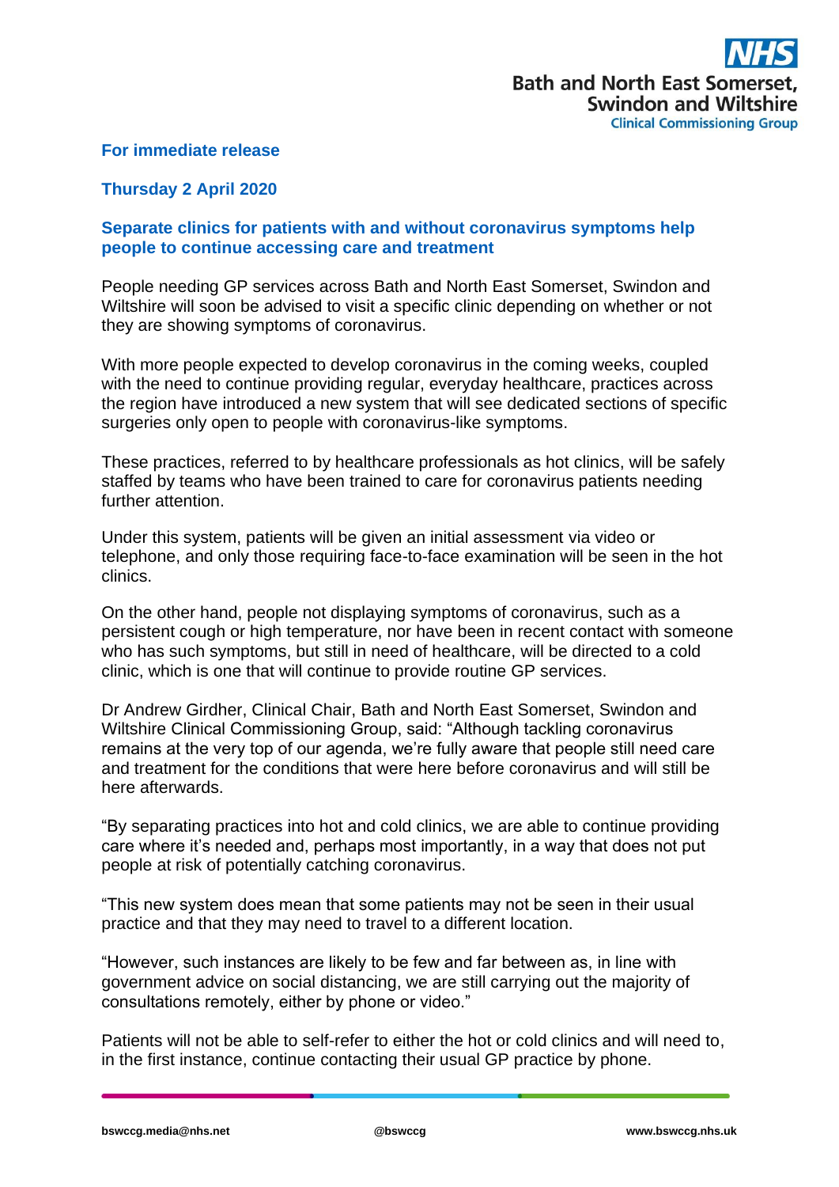NHS Bath and North East Somerset, Swindon and Wiltshire Clinical Commissioning Group

**For immediate release**

**Thursday 2 April 2020**

## Separate clinics for patients with and without coronavirus symptoms help people to continue accessing care and treatment

People needing GP services across Bath and North East Somerset, Swindon and Wiltshire will soon be advised to visit a specific clinic depending on whether or not they are showing symptoms of coronavirus.

With more people expected to develop coronavirus in the coming weeks, coupled with the need to continue providing regular, everyday healthcare, practices across the region have introduced a new system that will see dedicated sections of specific surgeries only open to people with coronavirus-like symptoms.

These practices, referred to by healthcare professionals as hot clinics, will be safely staffed by teams who have been trained to care for coronavirus patients needing further attention.

Under this system, patients will be given an initial assessment via video or telephone, and only those requiring face-to-face examination will be seen in the hot clinics.

On the other hand, people not displaying symptoms of coronavirus, such as a persistent cough or high temperature, nor have been in recent contact with someone who has such symptoms, but still in need of healthcare, will be directed to a cold clinic, which is one that will continue to provide routine GP services.

Dr Andrew Girdher, Clinical Chair, Bath and North East Somerset, Swindon and Wiltshire Clinical Commissioning Group, said: "Although tackling coronavirus remains at the very top of our agenda, we're fully aware that people still need care and treatment for the conditions that were here before coronavirus and will still be here afterwards.

"By separating practices into hot and cold clinics, we are able to continue providing care where it's needed and, perhaps most importantly, in a way that does not put people at risk of potentially catching coronavirus.

"This new system does mean that some patients may not be seen in their usual practice and that they may need to travel to a different location.

"However, such instances are likely to be few and far between as, in line with government advice on social distancing, we are still carrying out the majority of consultations remotely, either by phone or video."

Patients will not be able to self-refer to either the hot or cold clinics and will need to, in the first instance, continue contacting their usual GP practice by phone.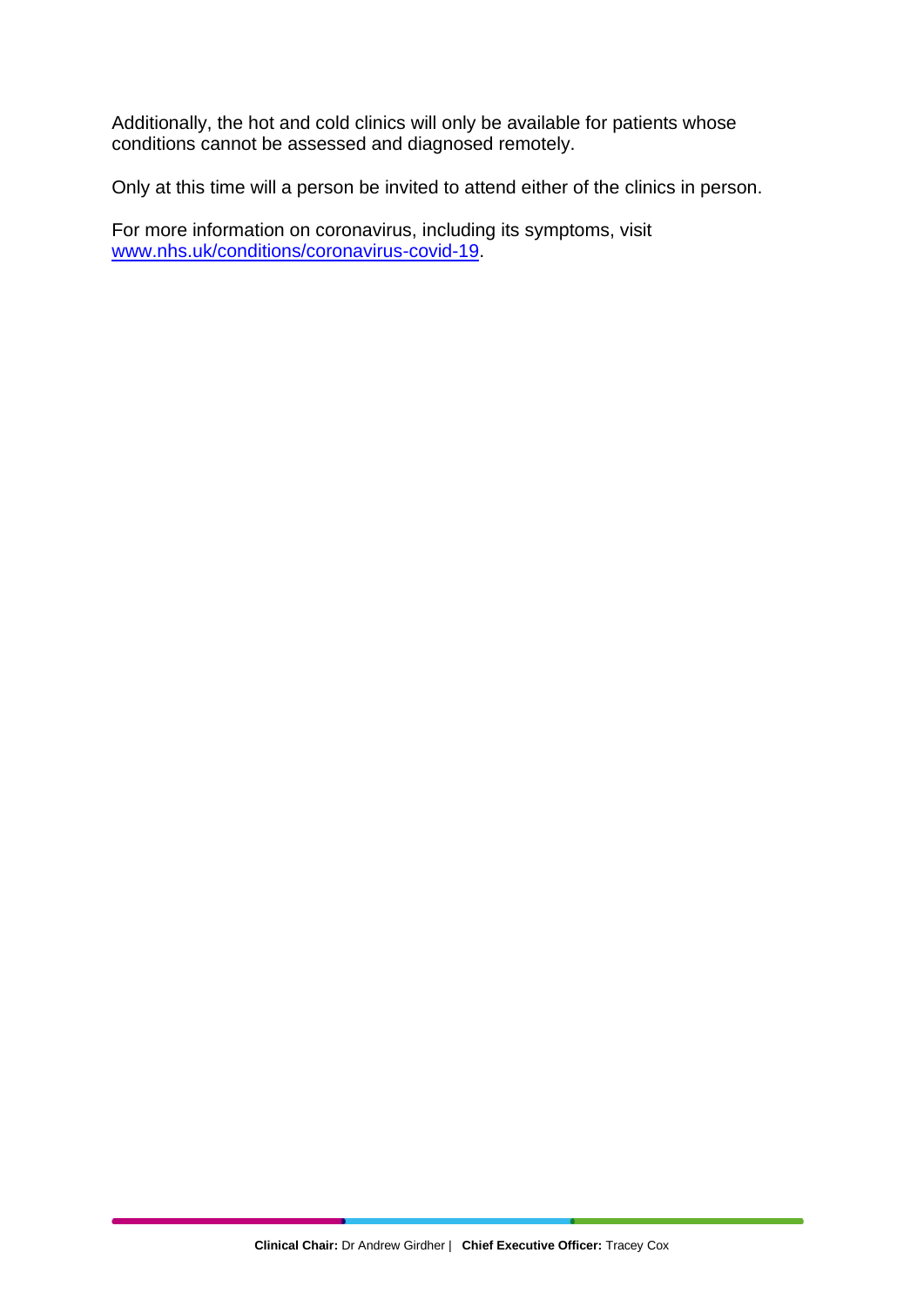Additionally, the hot and cold clinics will only be available for patients whose conditions cannot be assessed and diagnosed remotely.

Only at this time will a person be invited to attend either of the clinics in person.

For more information on coronavirus, including its symptoms, visit [www.nhs.uk/conditions/coronavirus-covid-19](http://www.nhs.uk/conditions/coronavirus-covid-19).